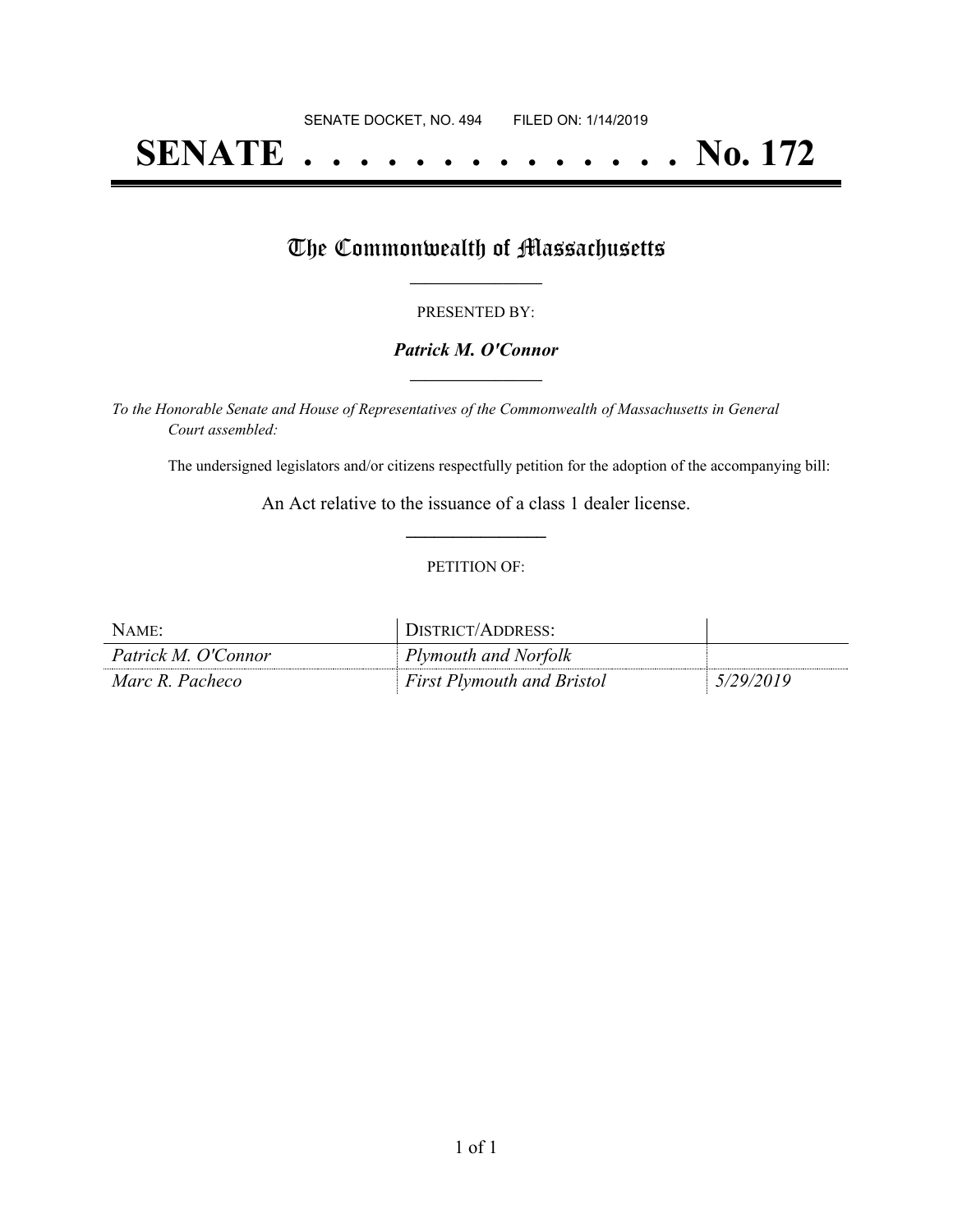SENATE DOCKET, NO. 494 FILED ON: 1/14/2019

# SENATE . . . . . . . . . . . . . . No. 172

## The Commonwealth of Massachusetts

PRESENTED BY:

***Patrick M. O'Connor***

*To the Honorable Senate and House of Representatives of the Commonwealth of Massachusetts in General Court assembled:*

The undersigned legislators and/or citizens respectfully petition for the adoption of the accompanying bill:

An Act relative to the issuance of a class 1 dealer license.

PETITION OF:

| NAME: | DISTRICT/ADDRESS: | |
|---|---|---|
| *Patrick M. O'Connor* | *Plymouth and Norfolk* | |
| *Marc R. Pacheco* | *First Plymouth and Bristol* | *5/29/2019* |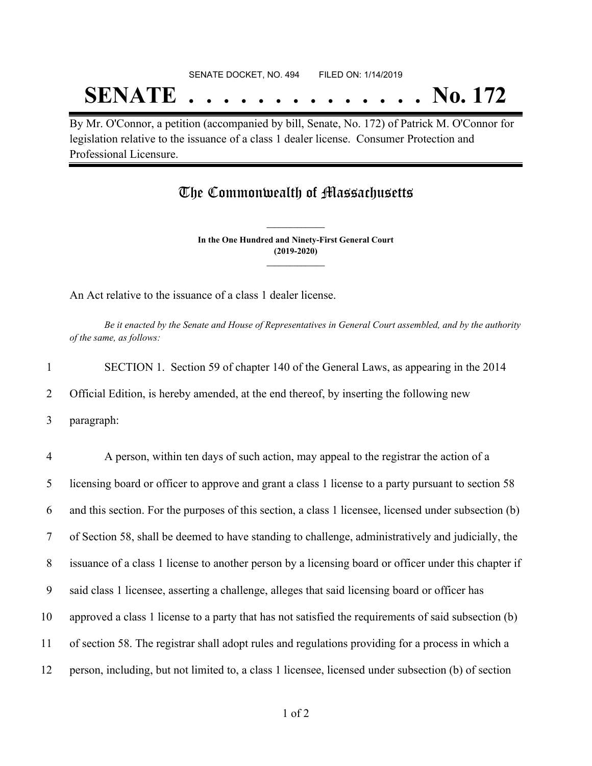SENATE DOCKET, NO. 494 FILED ON: 1/14/2019

# SENATE . . . . . . . . . . . . . . No. 172

By Mr. O'Connor, a petition (accompanied by bill, Senate, No. 172) of Patrick M. O'Connor for legislation relative to the issuance of a class 1 dealer license. Consumer Protection and Professional Licensure.

## The Commonwealth of Massachusetts

**In the One Hundred and Ninety-First General Court (2019-2020)**

An Act relative to the issuance of a class 1 dealer license.

*Be it enacted by the Senate and House of Representatives in General Court assembled, and by the authority of the same, as follows:*

1 SECTION 1. Section 59 of chapter 140 of the General Laws, as appearing in the 2014
2 Official Edition, is hereby amended, at the end thereof, by inserting the following new
3 paragraph:

4 A person, within ten days of such action, may appeal to the registrar the action of a
5 licensing board or officer to approve and grant a class 1 license to a party pursuant to section 58
6 and this section. For the purposes of this section, a class 1 licensee, licensed under subsection (b)
7 of Section 58, shall be deemed to have standing to challenge, administratively and judicially, the
8 issuance of a class 1 license to another person by a licensing board or officer under this chapter if
9 said class 1 licensee, asserting a challenge, alleges that said licensing board or officer has
10 approved a class 1 license to a party that has not satisfied the requirements of said subsection (b)
11 of section 58. The registrar shall adopt rules and regulations providing for a process in which a
12 person, including, but not limited to, a class 1 licensee, licensed under subsection (b) of section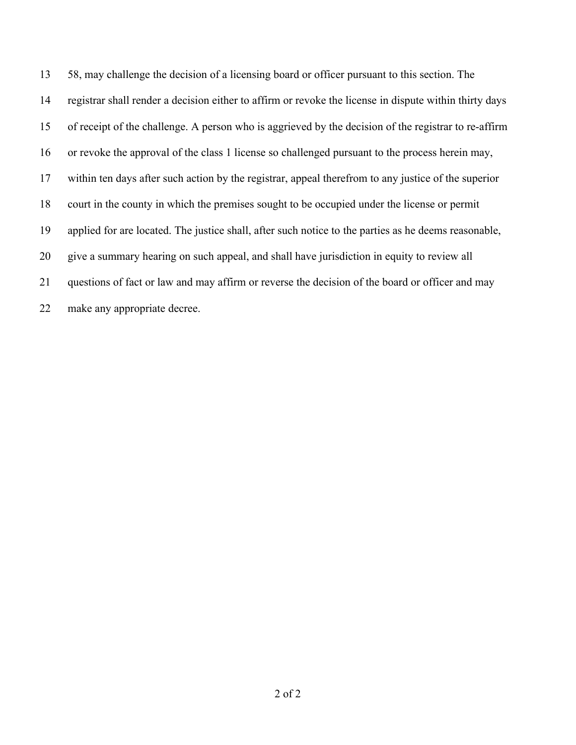58, may challenge the decision of a licensing board or officer pursuant to this section. The registrar shall render a decision either to affirm or revoke the license in dispute within thirty days of receipt of the challenge. A person who is aggrieved by the decision of the registrar to re-affirm or revoke the approval of the class 1 license so challenged pursuant to the process herein may, within ten days after such action by the registrar, appeal therefrom to any justice of the superior court in the county in which the premises sought to be occupied under the license or permit applied for are located. The justice shall, after such notice to the parties as he deems reasonable, give a summary hearing on such appeal, and shall have jurisdiction in equity to review all questions of fact or law and may affirm or reverse the decision of the board or officer and may make any appropriate decree.